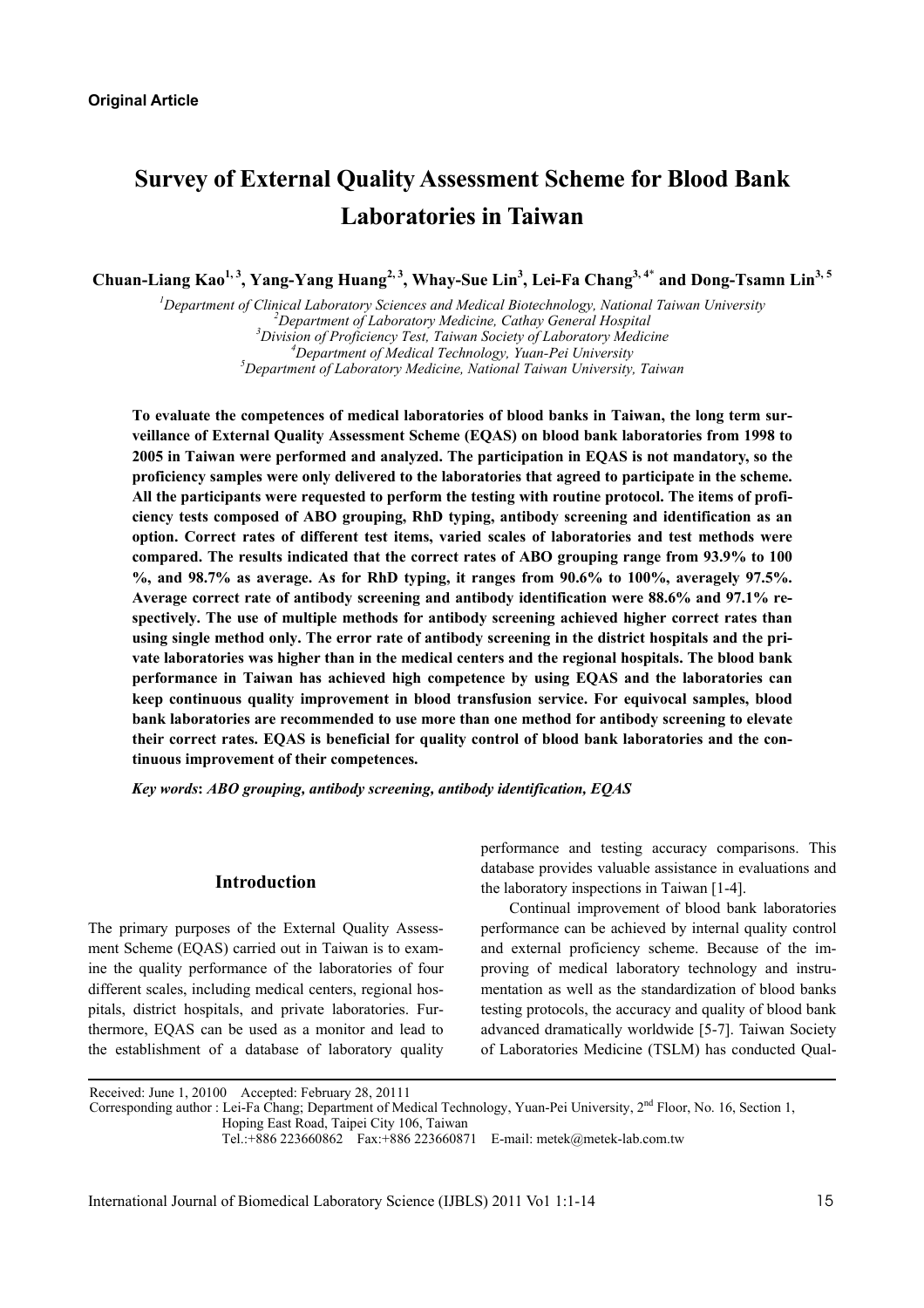**Original Article**

# Survey of External Quality Assessment Scheme for Blood Bank Laboratories in Taiwan

**Chuan-Liang Kao[1, 3], Yang-Yang Huang[2, 3], Whay-Sue Lin[3], Lei-Fa Chang[3, 4*] and Dong-Tsamn Lin[3, 5]**

*[1]Department of Clinical Laboratory Sciences and Medical Biotechnology, National Taiwan University*
*[2]Department of Laboratory Medicine, Cathay General Hospital*
*[3]Division of Proficiency Test, Taiwan Society of Laboratory Medicine*
*[4]Department of Medical Technology, Yuan-Pei University*
*[5]Department of Laboratory Medicine, National Taiwan University, Taiwan*

**To evaluate the competences of medical laboratories of blood banks in Taiwan, the long term surveillance of External Quality Assessment Scheme (EQAS) on blood bank laboratories from 1998 to 2005 in Taiwan were performed and analyzed. The participation in EQAS is not mandatory, so the proficiency samples were only delivered to the laboratories that agreed to participate in the scheme. All the participants were requested to perform the testing with routine protocol. The items of proficiency tests composed of ABO grouping, RhD typing, antibody screening and identification as an option. Correct rates of different test items, varied scales of laboratories and test methods were compared. The results indicated that the correct rates of ABO grouping range from 93.9% to 100 %, and 98.7% as average. As for RhD typing, it ranges from 90.6% to 100%, averagely 97.5%. Average correct rate of antibody screening and antibody identification were 88.6% and 97.1% respectively. The use of multiple methods for antibody screening achieved higher correct rates than using single method only. The error rate of antibody screening in the district hospitals and the private laboratories was higher than in the medical centers and the regional hospitals. The blood bank performance in Taiwan has achieved high competence by using EQAS and the laboratories can keep continuous quality improvement in blood transfusion service. For equivocal samples, blood bank laboratories are recommended to use more than one method for antibody screening to elevate their correct rates. EQAS is beneficial for quality control of blood bank laboratories and the continuous improvement of their competences.**

***Key words*: *ABO grouping, antibody screening, antibody identification, EQAS***

## Introduction

The primary purposes of the External Quality Assessment Scheme (EQAS) carried out in Taiwan is to examine the quality performance of the laboratories of four different scales, including medical centers, regional hospitals, district hospitals, and private laboratories. Furthermore, EQAS can be used as a monitor and lead to the establishment of a database of laboratory quality performance and testing accuracy comparisons. This database provides valuable assistance in evaluations and the laboratory inspections in Taiwan [1-4].

Continual improvement of blood bank laboratories performance can be achieved by internal quality control and external proficiency scheme. Because of the improving of medical laboratory technology and instrumentation as well as the standardization of blood banks testing protocols, the accuracy and quality of blood bank advanced dramatically worldwide [5-7]. Taiwan Society of Laboratories Medicine (TSLM) has conducted Qual-

Received: June 1, 20100 Accepted: February 28, 20111
Corresponding author : Lei-Fa Chang; Department of Medical Technology, Yuan-Pei University, 2nd Floor, No. 16, Section 1, Hoping East Road, Taipei City 106, Taiwan
Tel.:+886 223660862 Fax:+886 223660871 E-mail: metek@metek-lab.com.tw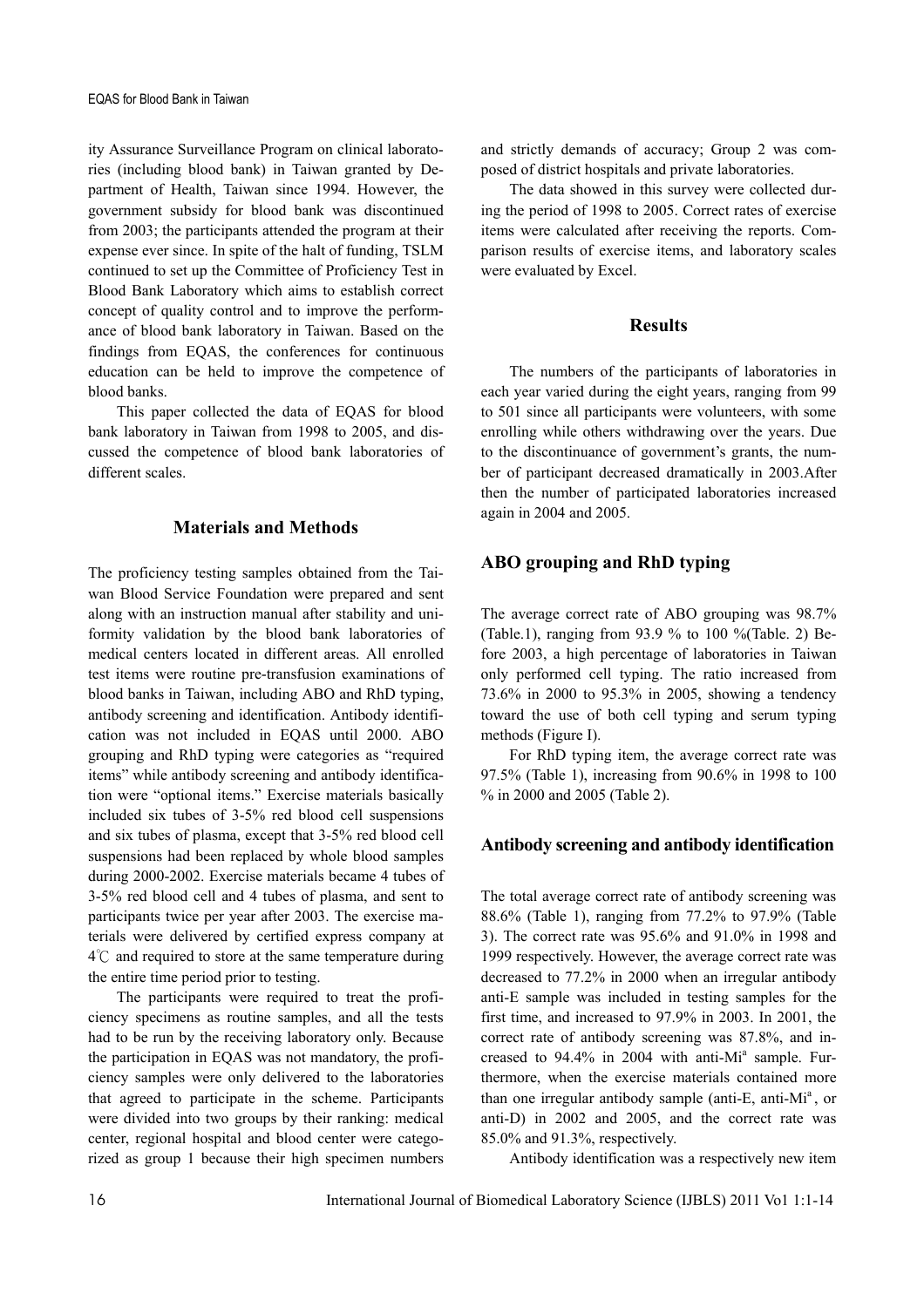ity Assurance Surveillance Program on clinical laboratories (including blood bank) in Taiwan granted by Department of Health, Taiwan since 1994. However, the government subsidy for blood bank was discontinued from 2003; the participants attended the program at their expense ever since. In spite of the halt of funding, TSLM continued to set up the Committee of Proficiency Test in Blood Bank Laboratory which aims to establish correct concept of quality control and to improve the performance of blood bank laboratory in Taiwan. Based on the findings from EQAS, the conferences for continuous education can be held to improve the competence of blood banks.

This paper collected the data of EQAS for blood bank laboratory in Taiwan from 1998 to 2005, and discussed the competence of blood bank laboratories of different scales.

## Materials and Methods

The proficiency testing samples obtained from the Taiwan Blood Service Foundation were prepared and sent along with an instruction manual after stability and uniformity validation by the blood bank laboratories of medical centers located in different areas. All enrolled test items were routine pre-transfusion examinations of blood banks in Taiwan, including ABO and RhD typing, antibody screening and identification. Antibody identification was not included in EQAS until 2000. ABO grouping and RhD typing were categories as "required items" while antibody screening and antibody identification were "optional items." Exercise materials basically included six tubes of 3-5% red blood cell suspensions and six tubes of plasma, except that 3-5% red blood cell suspensions had been replaced by whole blood samples during 2000-2002. Exercise materials became 4 tubes of 3-5% red blood cell and 4 tubes of plasma, and sent to participants twice per year after 2003. The exercise materials were delivered by certified express company at 4℃ and required to store at the same temperature during the entire time period prior to testing.

The participants were required to treat the proficiency specimens as routine samples, and all the tests had to be run by the receiving laboratory only. Because the participation in EQAS was not mandatory, the proficiency samples were only delivered to the laboratories that agreed to participate in the scheme. Participants were divided into two groups by their ranking: medical center, regional hospital and blood center were categorized as group 1 because their high specimen numbers and strictly demands of accuracy; Group 2 was composed of district hospitals and private laboratories.

The data showed in this survey were collected during the period of 1998 to 2005. Correct rates of exercise items were calculated after receiving the reports. Comparison results of exercise items, and laboratory scales were evaluated by Excel.

## Results

The numbers of the participants of laboratories in each year varied during the eight years, ranging from 99 to 501 since all participants were volunteers, with some enrolling while others withdrawing over the years. Due to the discontinuance of government's grants, the number of participant decreased dramatically in 2003.After then the number of participated laboratories increased again in 2004 and 2005.

### ABO grouping and RhD typing

The average correct rate of ABO grouping was 98.7% (Table.1), ranging from 93.9 % to 100 %(Table. 2) Before 2003, a high percentage of laboratories in Taiwan only performed cell typing. The ratio increased from 73.6% in 2000 to 95.3% in 2005, showing a tendency toward the use of both cell typing and serum typing methods (Figure I).

For RhD typing item, the average correct rate was 97.5% (Table 1), increasing from 90.6% in 1998 to 100 % in 2000 and 2005 (Table 2).

### Antibody screening and antibody identification

The total average correct rate of antibody screening was 88.6% (Table 1), ranging from 77.2% to 97.9% (Table 3). The correct rate was 95.6% and 91.0% in 1998 and 1999 respectively. However, the average correct rate was decreased to 77.2% in 2000 when an irregular antibody anti-E sample was included in testing samples for the first time, and increased to 97.9% in 2003. In 2001, the correct rate of antibody screening was 87.8%, and increased to 94.4% in 2004 with anti-Mi[a] sample. Furthermore, when the exercise materials contained more than one irregular antibody sample (anti-E, anti-Mi[a], or anti-D) in 2002 and 2005, and the correct rate was 85.0% and 91.3%, respectively.

Antibody identification was a respectively new item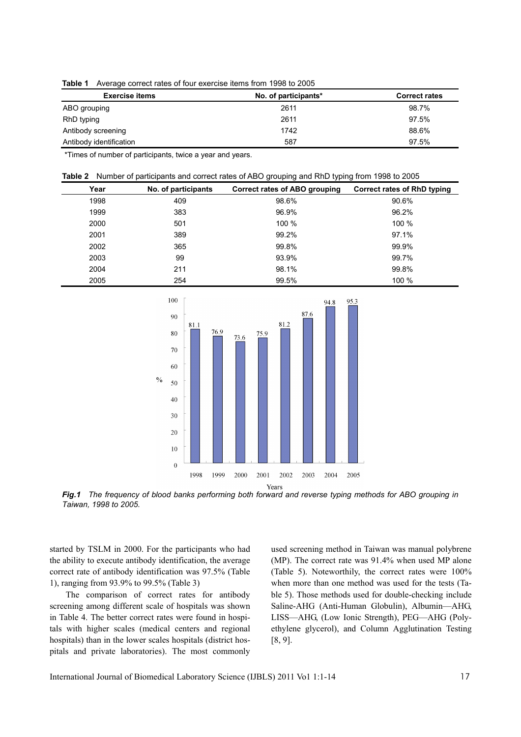**Table 1** Average correct rates of four exercise items from 1998 to 2005

| Exercise items | No. of participants* | Correct rates |
|---|---|---|
| ABO grouping | 2611 | 98.7% |
| RhD typing | 2611 | 97.5% |
| Antibody screening | 1742 | 88.6% |
| Antibody identification | 587 | 97.5% |

*Times of number of participants, twice a year and years.

**Table 2** Number of participants and correct rates of ABO grouping and RhD typing from 1998 to 2005

| Year | No. of participants | Correct rates of ABO grouping | Correct rates of RhD typing |
|---|---|---|---|
| 1998 | 409 | 98.6% | 90.6% |
| 1999 | 383 | 96.9% | 96.2% |
| 2000 | 501 | 100 % | 100 % |
| 2001 | 389 | 99.2% | 97.1% |
| 2002 | 365 | 99.8% | 99.9% |
| 2003 | 99 | 93.9% | 99.7% |
| 2004 | 211 | 98.1% | 99.8% |
| 2005 | 254 | 99.5% | 100 % |

| Year | % |
|---|---|
| 1998 | 81.1 |
| 1999 | 76.9 |
| 2000 | 73.6 |
| 2001 | 75.9 |
| 2002 | 81.2 |
| 2003 | 87.6 |
| 2004 | 94.8 |
| 2005 | 95.3 |

***Fig.1*** *The frequency of blood banks performing both forward and reverse typing methods for ABO grouping in Taiwan, 1998 to 2005.*

started by TSLM in 2000. For the participants who had the ability to execute antibody identification, the average correct rate of antibody identification was 97.5% (Table 1), ranging from 93.9% to 99.5% (Table 3)

The comparison of correct rates for antibody screening among different scale of hospitals was shown in Table 4. The better correct rates were found in hospitals with higher scales (medical centers and regional hospitals) than in the lower scales hospitals (district hospitals and private laboratories). The most commonly used screening method in Taiwan was manual polybrene (MP). The correct rate was 91.4% when used MP alone (Table 5). Noteworthily, the correct rates were 100% when more than one method was used for the tests (Table 5). Those methods used for double-checking include Saline-AHG (Anti-Human Globulin), Albumin—AHG, LISS—AHG, (Low Ionic Strength), PEG—AHG (Polyethylene glycerol), and Column Agglutination Testing [8, 9].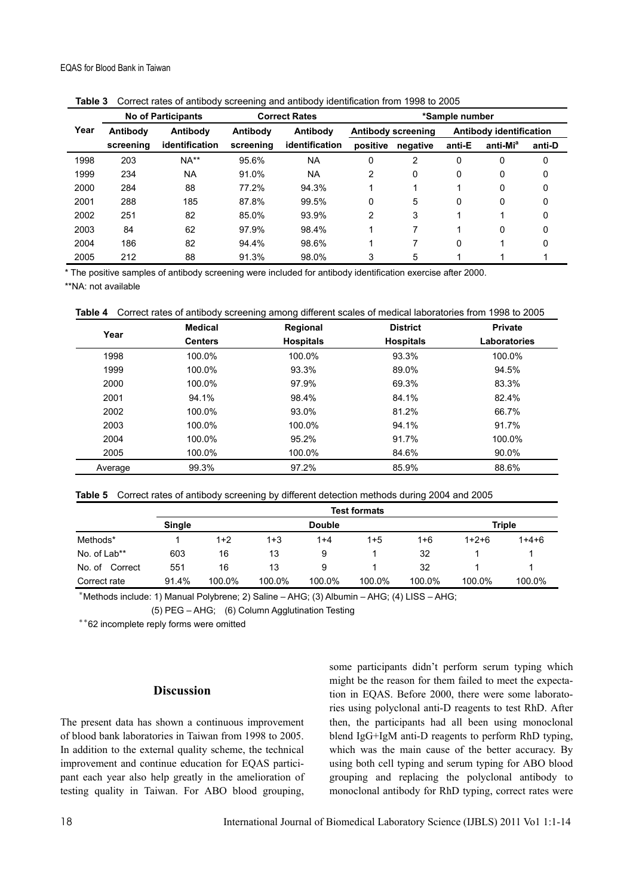**Table 3** Correct rates of antibody screening and antibody identification from 1998 to 2005

| Year | No of Participants | | Correct Rates | | *Sample number | | | | |
|---|---|---|---|---|---|---|---|---|---|
| | Antibody screening | Antibody identification | Antibody screening | Antibody identification | Antibody screening | | Antibody identification | | |
| | | | | | positive | negative | anti-E | anti-Mi[a] | anti-D |
| 1998 | 203 | NA** | 95.6% | NA | 0 | 2 | 0 | 0 | 0 |
| 1999 | 234 | NA | 91.0% | NA | 2 | 0 | 0 | 0 | 0 |
| 2000 | 284 | 88 | 77.2% | 94.3% | 1 | 1 | 1 | 0 | 0 |
| 2001 | 288 | 185 | 87.8% | 99.5% | 0 | 5 | 0 | 0 | 0 |
| 2002 | 251 | 82 | 85.0% | 93.9% | 2 | 3 | 1 | 1 | 0 |
| 2003 | 84 | 62 | 97.9% | 98.4% | 1 | 7 | 1 | 0 | 0 |
| 2004 | 186 | 82 | 94.4% | 98.6% | 1 | 7 | 0 | 1 | 0 |
| 2005 | 212 | 88 | 91.3% | 98.0% | 3 | 5 | 1 | 1 | 1 |

\* The positive samples of antibody screening were included for antibody identification exercise after 2000.

**NA: not available

**Table 4** Correct rates of antibody screening among different scales of medical laboratories from 1998 to 2005

| Year | Medical Centers | Regional Hospitals | District Hospitals | Private Laboratories |
|---|---|---|---|---|
| 1998 | 100.0% | 100.0% | 93.3% | 100.0% |
| 1999 | 100.0% | 93.3% | 89.0% | 94.5% |
| 2000 | 100.0% | 97.9% | 69.3% | 83.3% |
| 2001 | 94.1% | 98.4% | 84.1% | 82.4% |
| 2002 | 100.0% | 93.0% | 81.2% | 66.7% |
| 2003 | 100.0% | 100.0% | 94.1% | 91.7% |
| 2004 | 100.0% | 95.2% | 91.7% | 100.0% |
| 2005 | 100.0% | 100.0% | 84.6% | 90.0% |
| Average | 99.3% | 97.2% | 85.9% | 88.6% |

**Table 5** Correct rates of antibody screening by different detection methods during 2004 and 2005

| | Test formats | | | | | | | |
|---|---|---|---|---|---|---|---|---|
| | Single | Double | | | | | Triple | |
| Methods* | 1 | 1+2 | 1+3 | 1+4 | 1+5 | 1+6 | 1+2+6 | 1+4+6 |
| No. of Lab** | 603 | 16 | 13 | 9 | 1 | 32 | 1 | 1 |
| No. of Correct | 551 | 16 | 13 | 9 | 1 | 32 | 1 | 1 |
| Correct rate | 91.4% | 100.0% | 100.0% | 100.0% | 100.0% | 100.0% | 100.0% | 100.0% |

\*Methods include: 1) Manual Polybrene; 2) Saline – AHG; (3) Albumin – AHG; (4) LISS – AHG; (5) PEG – AHG; (6) Column Agglutination Testing

\*\*62 incomplete reply forms were omitted

## Discussion

The present data has shown a continuous improvement of blood bank laboratories in Taiwan from 1998 to 2005. In addition to the external quality scheme, the technical improvement and continue education for EQAS participant each year also help greatly in the amelioration of testing quality in Taiwan. For ABO blood grouping, some participants didn't perform serum typing which might be the reason for them failed to meet the expectation in EQAS. Before 2000, there were some laboratories using polyclonal anti-D reagents to test RhD. After then, the participants had all been using monoclonal blend IgG+IgM anti-D reagents to perform RhD typing, which was the main cause of the better accuracy. By using both cell typing and serum typing for ABO blood grouping and replacing the polyclonal antibody to monoclonal antibody for RhD typing, correct rates were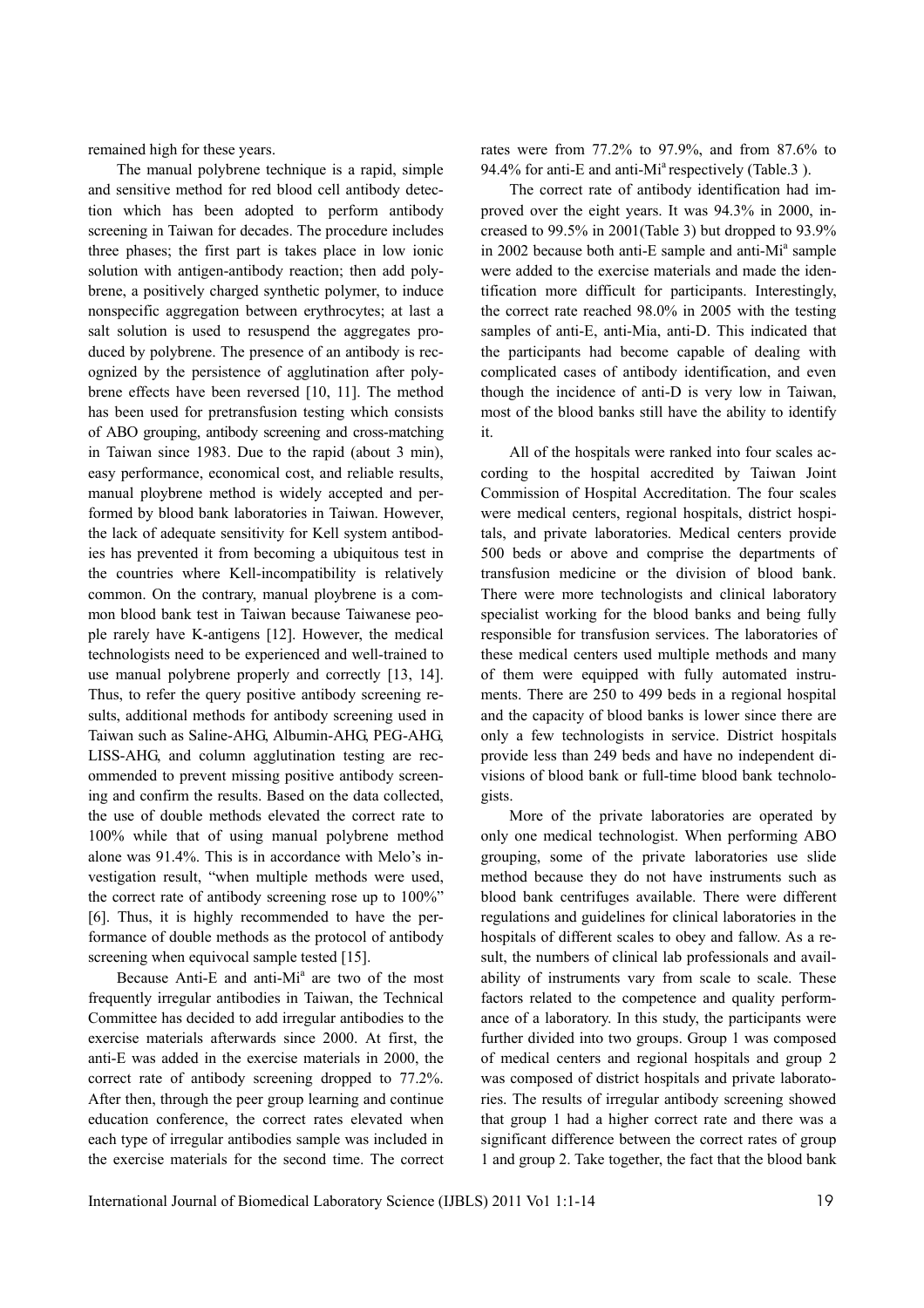remained high for these years.

The manual polybrene technique is a rapid, simple and sensitive method for red blood cell antibody detection which has been adopted to perform antibody screening in Taiwan for decades. The procedure includes three phases; the first part is takes place in low ionic solution with antigen-antibody reaction; then add polybrene, a positively charged synthetic polymer, to induce nonspecific aggregation between erythrocytes; at last a salt solution is used to resuspend the aggregates produced by polybrene. The presence of an antibody is recognized by the persistence of agglutination after polybrene effects have been reversed [10, 11]. The method has been used for pretransfusion testing which consists of ABO grouping, antibody screening and cross-matching in Taiwan since 1983. Due to the rapid (about 3 min), easy performance, economical cost, and reliable results, manual ploybrene method is widely accepted and performed by blood bank laboratories in Taiwan. However, the lack of adequate sensitivity for Kell system antibodies has prevented it from becoming a ubiquitous test in the countries where Kell-incompatibility is relatively common. On the contrary, manual ploybrene is a common blood bank test in Taiwan because Taiwanese people rarely have K-antigens [12]. However, the medical technologists need to be experienced and well-trained to use manual polybrene properly and correctly [13, 14]. Thus, to refer the query positive antibody screening results, additional methods for antibody screening used in Taiwan such as Saline-AHG, Albumin-AHG, PEG-AHG, LISS-AHG, and column agglutination testing are recommended to prevent missing positive antibody screening and confirm the results. Based on the data collected, the use of double methods elevated the correct rate to 100% while that of using manual polybrene method alone was 91.4%. This is in accordance with Melo's investigation result, "when multiple methods were used, the correct rate of antibody screening rose up to 100%" [6]. Thus, it is highly recommended to have the performance of double methods as the protocol of antibody screening when equivocal sample tested [15].

Because Anti-E and anti-Mi[a] are two of the most frequently irregular antibodies in Taiwan, the Technical Committee has decided to add irregular antibodies to the exercise materials afterwards since 2000. At first, the anti-E was added in the exercise materials in 2000, the correct rate of antibody screening dropped to 77.2%. After then, through the peer group learning and continue education conference, the correct rates elevated when each type of irregular antibodies sample was included in the exercise materials for the second time. The correct rates were from 77.2% to 97.9%, and from 87.6% to 94.4% for anti-E and anti-Mi[a] respectively (Table.3 ).

The correct rate of antibody identification had improved over the eight years. It was 94.3% in 2000, increased to 99.5% in 2001(Table 3) but dropped to 93.9% in 2002 because both anti-E sample and anti-Mi[a] sample were added to the exercise materials and made the identification more difficult for participants. Interestingly, the correct rate reached 98.0% in 2005 with the testing samples of anti-E, anti-Mia, anti-D. This indicated that the participants had become capable of dealing with complicated cases of antibody identification, and even though the incidence of anti-D is very low in Taiwan, most of the blood banks still have the ability to identify it.

All of the hospitals were ranked into four scales according to the hospital accredited by Taiwan Joint Commission of Hospital Accreditation. The four scales were medical centers, regional hospitals, district hospitals, and private laboratories. Medical centers provide 500 beds or above and comprise the departments of transfusion medicine or the division of blood bank. There were more technologists and clinical laboratory specialist working for the blood banks and being fully responsible for transfusion services. The laboratories of these medical centers used multiple methods and many of them were equipped with fully automated instruments. There are 250 to 499 beds in a regional hospital and the capacity of blood banks is lower since there are only a few technologists in service. District hospitals provide less than 249 beds and have no independent divisions of blood bank or full-time blood bank technologists.

More of the private laboratories are operated by only one medical technologist. When performing ABO grouping, some of the private laboratories use slide method because they do not have instruments such as blood bank centrifuges available. There were different regulations and guidelines for clinical laboratories in the hospitals of different scales to obey and fallow. As a result, the numbers of clinical lab professionals and availability of instruments vary from scale to scale. These factors related to the competence and quality performance of a laboratory. In this study, the participants were further divided into two groups. Group 1 was composed of medical centers and regional hospitals and group 2 was composed of district hospitals and private laboratories. The results of irregular antibody screening showed that group 1 had a higher correct rate and there was a significant difference between the correct rates of group 1 and group 2. Take together, the fact that the blood bank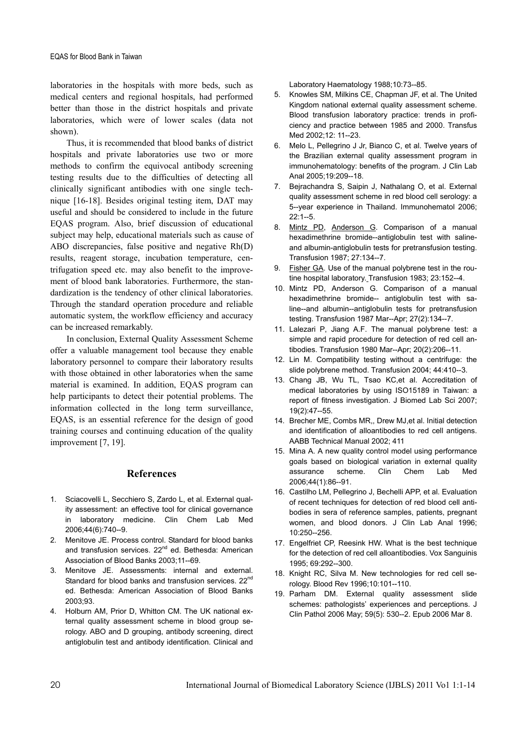laboratories in the hospitals with more beds, such as medical centers and regional hospitals, had performed better than those in the district hospitals and private laboratories, which were of lower scales (data not shown).

Thus, it is recommended that blood banks of district hospitals and private laboratories use two or more methods to confirm the equivocal antibody screening testing results due to the difficulties of detecting all clinically significant antibodies with one single technique [16-18]. Besides original testing item, DAT may useful and should be considered to include in the future EQAS program. Also, brief discussion of educational subject may help, educational materials such as cause of ABO discrepancies, false positive and negative Rh(D) results, reagent storage, incubation temperature, centrifugation speed etc. may also benefit to the improvement of blood bank laboratories. Furthermore, the standardization is the tendency of other clinical laboratories. Through the standard operation procedure and reliable automatic system, the workflow efficiency and accuracy can be increased remarkably.

In conclusion, External Quality Assessment Scheme offer a valuable management tool because they enable laboratory personnel to compare their laboratory results with those obtained in other laboratories when the same material is examined. In addition, EQAS program can help participants to detect their potential problems. The information collected in the long term surveillance, EQAS, is an essential reference for the design of good training courses and continuing education of the quality improvement [7, 19].

## References

1. Sciacovelli L, Secchiero S, Zardo L, et al. External quality assessment: an effective tool for clinical governance in laboratory medicine. Clin Chem Lab Med 2006;44(6):740--9.
2. Menitove JE. Process control. Standard for blood banks and transfusion services. 22nd ed. Bethesda: American Association of Blood Banks 2003;11--69.
3. Menitove JE. Assessments: internal and external. Standard for blood banks and transfusion services. 22nd ed. Bethesda: American Association of Blood Banks 2003;93.
4. Holburn AM, Prior D, Whitton CM. The UK national external quality assessment scheme in blood group serology. ABO and D grouping, antibody screening, direct antiglobulin test and antibody identification. Clinical and Laboratory Haematology 1988;10:73--85.
5. Knowles SM, Milkins CE, Chapman JF, et al. The United Kingdom national external quality assessment scheme. Blood transfusion laboratory practice: trends in proficiency and practice between 1985 and 2000. Transfus Med 2002;12: 11--23.
6. Melo L, Pellegrino J Jr, Bianco C, et al. Twelve years of the Brazilian external quality assessment program in immunohematology: benefits of the program. J Clin Lab Anal 2005;19:209--18.
7. Bejrachandra S, Saipin J, Nathalang O, et al. External quality assessment scheme in red blood cell serology: a 5--year experience in Thailand. Immunohematol 2006; 22:1--5.
8. Mintz PD, Anderson G. Comparison of a manual hexadimethrine bromide--antiglobulin test with saline-and albumin-antiglobulin tests for pretransfusion testing. Transfusion 1987; 27:134--7.
9. Fisher GA. Use of the manual polybrene test in the routine hospital laboratory. Transfusion 1983; 23:152--4.
10. Mintz PD, Anderson G. Comparison of a manual hexadimethrine bromide-- antiglobulin test with saline--and albumin--antiglobulin tests for pretransfusion testing. Transfusion 1987 Mar--Apr; 27(2):134--7.
11. Lalezari P, Jiang A.F. The manual polybrene test: a simple and rapid procedure for detection of red cell antibodies. Transfusion 1980 Mar--Apr; 20(2):206--11.
12. Lin M. Compatibility testing without a centrifuge: the slide polybrene method. Transfusion 2004; 44:410--3.
13. Chang JB, Wu TL, Tsao KC,et al. Accreditation of medical laboratories by using ISO15189 in Taiwan: a report of fitness investigation. J Biomed Lab Sci 2007; 19(2):47--55.
14. Brecher ME, Combs MR,, Drew MJ,et al. Initial detection and identification of alloantibodies to red cell antigens. AABB Technical Manual 2002; 411
15. Mina A. A new quality control model using performance goals based on biological variation in external quality assurance scheme. Clin Chem Lab Med 2006;44(1):86--91.
16. Castilho LM, Pellegrino J, Bechelli APP, et al. Evaluation of recent techniques for detection of red blood cell antibodies in sera of reference samples, patients, pregnant women, and blood donors. J Clin Lab Anal 1996; 10:250--256.
17. Engelfriet CP, Reesink HW. What is the best technique for the detection of red cell alloantibodies. Vox Sanguinis 1995; 69:292--300.
18. Knight RC, Silva M. New technologies for red cell serology. Blood Rev 1996;10:101--110.
19. Parham DM. External quality assessment slide schemes: pathologists' experiences and perceptions. J Clin Pathol 2006 May; 59(5): 530--2. Epub 2006 Mar 8.